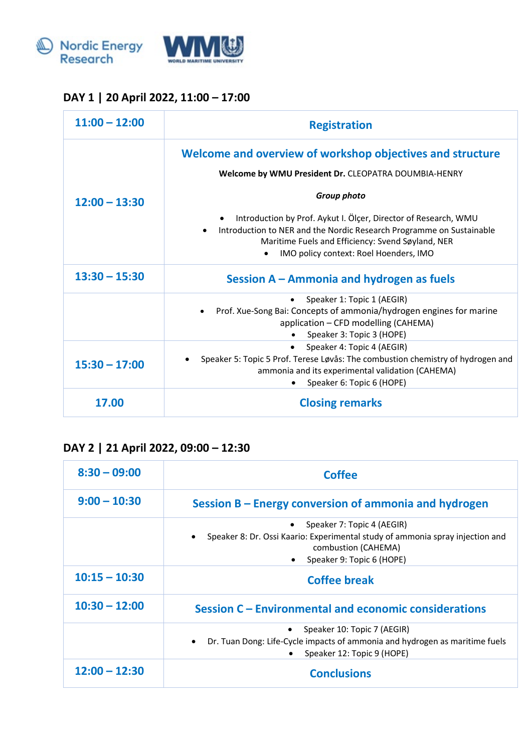Nordic Energy Research | WMU WORLD MARITIME UNIVERSITY

## DAY 1 | 20 April 2022, 11:00 – 17:00

| | |
|---|---|
| **11:00 – 12:00** | **Registration** |
| **12:00 – 13:30** | **Welcome and overview of workshop objectives and structure**<br><br>**Welcome by WMU President Dr.** CLEOPATRA DOUMBIA-HENRY<br><br>***Group photo***<br><br>• Introduction by Prof. Aykut I. Ölçer, Director of Research, WMU<br>• Introduction to NER and the Nordic Research Programme on Sustainable Maritime Fuels and Efficiency: Svend Søyland, NER<br>• IMO policy context: Roel Hoenders, IMO |
| **13:30 – 15:30** | **Session A – Ammonia and hydrogen as fuels** |
| | • Speaker 1: Topic 1 (AEGIR)<br>• Prof. Xue-Song Bai: Concepts of ammonia/hydrogen engines for marine application – CFD modelling (CAHEMA)<br>• Speaker 3: Topic 3 (HOPE) |
| **15:30 – 17:00** | • Speaker 4: Topic 4 (AEGIR)<br>• Speaker 5: Topic 5 Prof. Terese Løvås: The combustion chemistry of hydrogen and ammonia and its experimental validation (CAHEMA)<br>• Speaker 6: Topic 6 (HOPE) |
| **17.00** | **Closing remarks** |

## DAY 2 | 21 April 2022, 09:00 – 12:30

| | |
|---|---|
| **8:30 – 09:00** | **Coffee** |
| **9:00 – 10:30** | **Session B – Energy conversion of ammonia and hydrogen** |
| | • Speaker 7: Topic 4 (AEGIR)<br>• Speaker 8: Dr. Ossi Kaario: Experimental study of ammonia spray injection and combustion (CAHEMA)<br>• Speaker 9: Topic 6 (HOPE) |
| **10:15 – 10:30** | **Coffee break** |
| **10:30 – 12:00** | **Session C – Environmental and economic considerations** |
| | • Speaker 10: Topic 7 (AEGIR)<br>• Dr. Tuan Dong: Life-Cycle impacts of ammonia and hydrogen as maritime fuels<br>• Speaker 12: Topic 9 (HOPE) |
| **12:00 – 12:30** | **Conclusions** |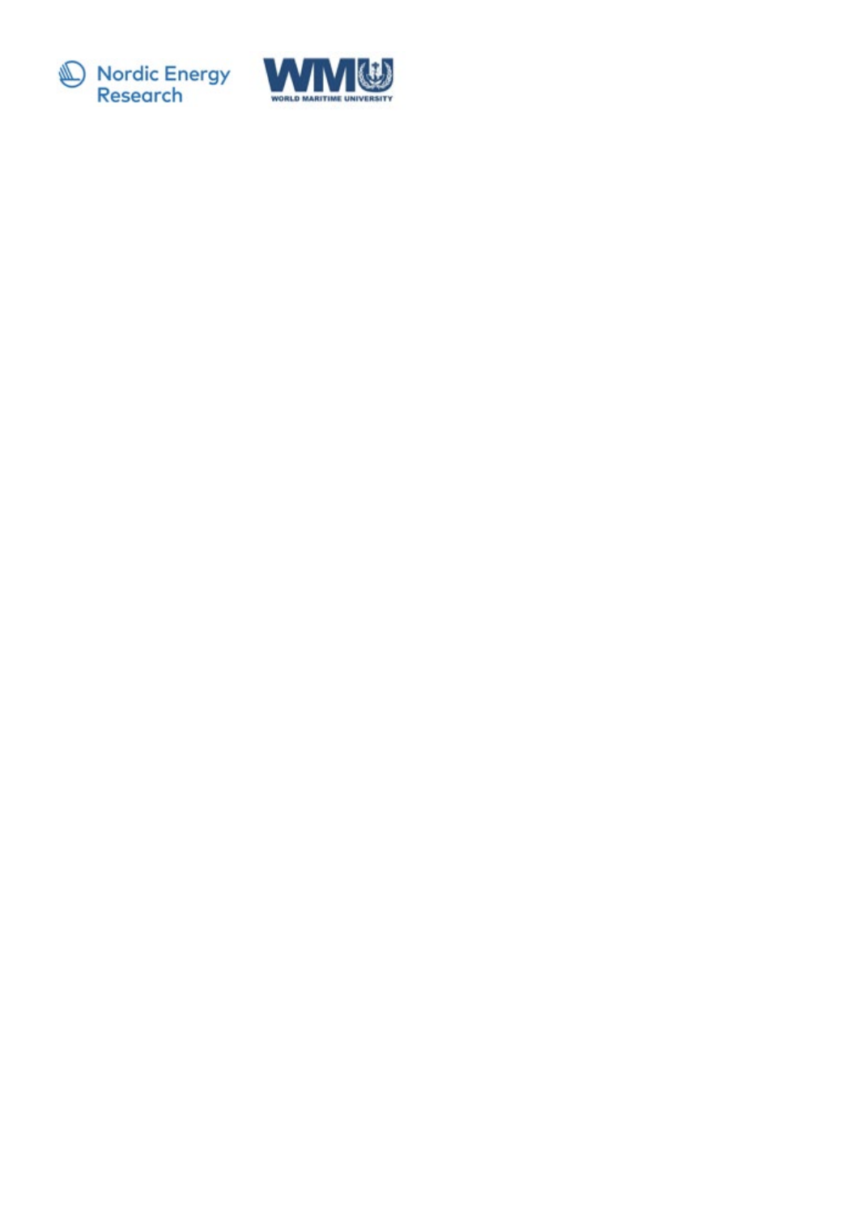Nordic Energy Research

WMU

WORLD MARITIME UNIVERSITY